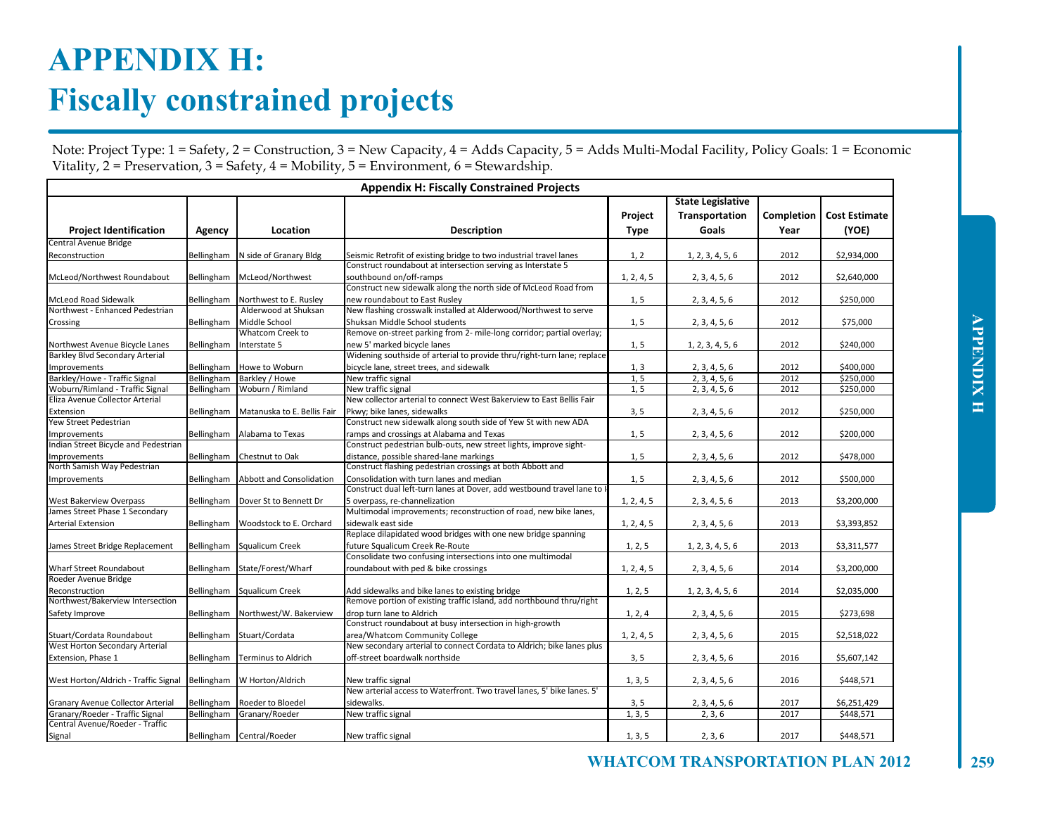# APPENDIX H: Fiscally constrained projects

Note: Project Type: 1 = Safety, 2 = Construction, 3 = New Capacity, 4 = Adds Capacity, 5 = Adds Multi-Modal Facility, Policy Goals: 1 = Economic Vitality, 2 = Preservation, 3 = Safety, 4 = Mobility, 5 = Environment, 6 = Stewardship.

**Appendix H: Fiscally Constrained Projects**

| Project Identification | Agency | Location | Description | Project Type | State Legislative Transportation Goals | Completion Year | Cost Estimate (YOE) |
|---|---|---|---|---|---|---|---|
| Central Avenue Bridge Reconstruction | Bellingham | N side of Granary Bldg | Seismic Retrofit of existing bridge to two industrial travel lanes | 1, 2 | 1, 2, 3, 4, 5, 6 | 2012 | $2,934,000 |
| McLeod/Northwest Roundabout | Bellingham | McLeod/Northwest | Construct roundabout at intersection serving as Interstate 5 southbound on/off-ramps | 1, 2, 4, 5 | 2, 3, 4, 5, 6 | 2012 | $2,640,000 |
| McLeod Road Sidewalk | Bellingham | Northwest to E. Rusley | Construct new sidewalk along the north side of McLeod Road from new roundabout to East Rusley | 1, 5 | 2, 3, 4, 5, 6 | 2012 | $250,000 |
| Northwest - Enhanced Pedestrian Crossing | Bellingham | Alderwood at Shuksan Middle School | New flashing crosswalk installed at Alderwood/Northwest to serve Shuksan Middle School students | 1, 5 | 2, 3, 4, 5, 6 | 2012 | $75,000 |
| Northwest Avenue Bicycle Lanes | Bellingham | Whatcom Creek to Interstate 5 | Remove on-street parking from 2- mile-long corridor; partial overlay; new 5' marked bicycle lanes | 1, 5 | 1, 2, 3, 4, 5, 6 | 2012 | $240,000 |
| Barkley Blvd Secondary Arterial Improvements | Bellingham | Howe to Woburn | Widening southside of arterial to provide thru/right-turn lane; replace bicycle lane, street trees, and sidewalk | 1, 3 | 2, 3, 4, 5, 6 | 2012 | $400,000 |
| Barkley/Howe - Traffic Signal | Bellingham | Barkley / Howe | New traffic signal | 1, 5 | 2, 3, 4, 5, 6 | 2012 | $250,000 |
| Woburn/Rimland - Traffic Signal | Bellingham | Woburn / Rimland | New traffic signal | 1, 5 | 2, 3, 4, 5, 6 | 2012 | $250,000 |
| Eliza Avenue Collector Arterial Extension | Bellingham | Matanuska to E. Bellis Fair | New collector arterial to connect West Bakerview to East Bellis Fair Pkwy; bike lanes, sidewalks | 3, 5 | 2, 3, 4, 5, 6 | 2012 | $250,000 |
| Yew Street Pedestrian Improvements | Bellingham | Alabama to Texas | Construct new sidewalk along south side of Yew St with new ADA ramps and crossings at Alabama and Texas | 1, 5 | 2, 3, 4, 5, 6 | 2012 | $200,000 |
| Indian Street Bicycle and Pedestrian Improvements | Bellingham | Chestnut to Oak | Construct pedestrian bulb-outs, new street lights, improve sight-distance, possible shared-lane markings | 1, 5 | 2, 3, 4, 5, 6 | 2012 | $478,000 |
| North Samish Way Pedestrian Improvements | Bellingham | Abbott and Consolidation | Construct flashing pedestrian crossings at both Abbott and Consolidation with turn lanes and median | 1, 5 | 2, 3, 4, 5, 6 | 2012 | $500,000 |
| West Bakerview Overpass | Bellingham | Dover St to Bennett Dr | Construct dual left-turn lanes at Dover, add westbound travel lane to I-5 overpass, re-channelization | 1, 2, 4, 5 | 2, 3, 4, 5, 6 | 2013 | $3,200,000 |
| James Street Phase 1 Secondary Arterial Extension | Bellingham | Woodstock to E. Orchard | Multimodal improvements; reconstruction of road, new bike lanes, sidewalk east side | 1, 2, 4, 5 | 2, 3, 4, 5, 6 | 2013 | $3,393,852 |
| James Street Bridge Replacement | Bellingham | Squalicum Creek | Replace dilapidated wood bridges with one new bridge spanning future Squalicum Creek Re-Route | 1, 2, 5 | 1, 2, 3, 4, 5, 6 | 2013 | $3,311,577 |
| Wharf Street Roundabout | Bellingham | State/Forest/Wharf | Consolidate two confusing intersections into one multimodal roundabout with ped & bike crossings | 1, 2, 4, 5 | 2, 3, 4, 5, 6 | 2014 | $3,200,000 |
| Roeder Avenue Bridge Reconstruction | Bellingham | Squalicum Creek | Add sidewalks and bike lanes to existing bridge | 1, 2, 5 | 1, 2, 3, 4, 5, 6 | 2014 | $2,035,000 |
| Northwest/Bakerview Intersection Safety Improve | Bellingham | Northwest/W. Bakerview | Remove portion of existing traffic island, add northbound thru/right drop turn lane to Aldrich | 1, 2, 4 | 2, 3, 4, 5, 6 | 2015 | $273,698 |
| Stuart/Cordata Roundabout | Bellingham | Stuart/Cordata | Construct roundabout at busy intersection in high-growth area/Whatcom Community College | 1, 2, 4, 5 | 2, 3, 4, 5, 6 | 2015 | $2,518,022 |
| West Horton Secondary Arterial Extension, Phase 1 | Bellingham | Terminus to Aldrich | New secondary arterial to connect Cordata to Aldrich; bike lanes plus off-street boardwalk northside | 3, 5 | 2, 3, 4, 5, 6 | 2016 | $5,607,142 |
| West Horton/Aldrich - Traffic Signal | Bellingham | W Horton/Aldrich | New traffic signal | 1, 3, 5 | 2, 3, 4, 5, 6 | 2016 | $448,571 |
| Granary Avenue Collector Arterial | Bellingham | Roeder to Bloedel | New arterial access to Waterfront. Two travel lanes, 5' bike lanes. 5' sidewalks. | 3, 5 | 2, 3, 4, 5, 6 | 2017 | $6,251,429 |
| Granary/Roeder - Traffic Signal | Bellingham | Granary/Roeder | New traffic signal | 1, 3, 5 | 2, 3, 6 | 2017 | $448,571 |
| Central Avenue/Roeder - Traffic Signal | Bellingham | Central/Roeder | New traffic signal | 1, 3, 5 | 2, 3, 6 | 2017 | $448,571 |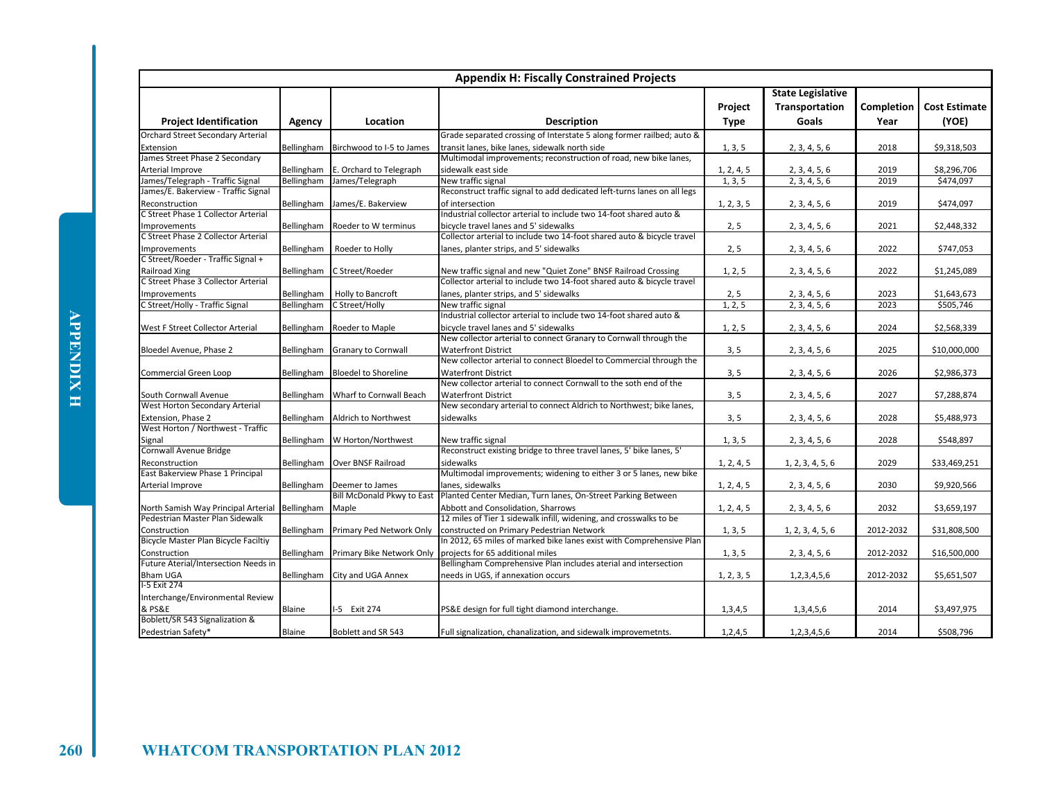## Appendix H: Fiscally Constrained Projects

| Project Identification | Agency | Location | Description | Project Type | State Legislative Transportation Goals | Completion Year | Cost Estimate (YOE) |
|---|---|---|---|---|---|---|---|
| Orchard Street Secondary Arterial Extension | Bellingham | Birchwood to I-5 to James | Grade separated crossing of Interstate 5 along former railbed; auto & transit lanes, bike lanes, sidewalk north side | 1, 3, 5 | 2, 3, 4, 5, 6 | 2018 | $9,318,503 |
| James Street Phase 2 Secondary Arterial Improve | Bellingham | E. Orchard to Telegraph | Multimodal improvements; reconstruction of road, new bike lanes, sidewalk east side | 1, 2, 4, 5 | 2, 3, 4, 5, 6 | 2019 | $8,296,706 |
| James/Telegraph - Traffic Signal | Bellingham | James/Telegraph | New traffic signal | 1, 3, 5 | 2, 3, 4, 5, 6 | 2019 | $474,097 |
| James/E. Bakerview - Traffic Signal Reconstruction | Bellingham | James/E. Bakerview | Reconstruct traffic signal to add dedicated left-turns lanes on all legs of intersection | 1, 2, 3, 5 | 2, 3, 4, 5, 6 | 2019 | $474,097 |
| C Street Phase 1 Collector Arterial Improvements | Bellingham | Roeder to W terminus | Industrial collector arterial to include two 14-foot shared auto & bicycle travel lanes and 5' sidewalks | 2, 5 | 2, 3, 4, 5, 6 | 2021 | $2,448,332 |
| C Street Phase 2 Collector Arterial Improvements | Bellingham | Roeder to Holly | Collector arterial to include two 14-foot shared auto & bicycle travel lanes, planter strips, and 5' sidewalks | 2, 5 | 2, 3, 4, 5, 6 | 2022 | $747,053 |
| C Street/Roeder - Traffic Signal + Railroad Xing | Bellingham | C Street/Roeder | New traffic signal and new "Quiet Zone" BNSF Railroad Crossing | 1, 2, 5 | 2, 3, 4, 5, 6 | 2022 | $1,245,089 |
| C Street Phase 3 Collector Arterial Improvements | Bellingham | Holly to Bancroft | Collector arterial to include two 14-foot shared auto & bicycle travel lanes, planter strips, and 5' sidewalks | 2, 5 | 2, 3, 4, 5, 6 | 2023 | $1,643,673 |
| C Street/Holly - Traffic Signal | Bellingham | C Street/Holly | New traffic signal | 1, 2, 5 | 2, 3, 4, 5, 6 | 2023 | $505,746 |
| West F Street Collector Arterial | Bellingham | Roeder to Maple | Industrial collector arterial to include two 14-foot shared auto & bicycle travel lanes and 5' sidewalks | 1, 2, 5 | 2, 3, 4, 5, 6 | 2024 | $2,568,339 |
| Bloedel Avenue, Phase 2 | Bellingham | Granary to Cornwall | New collector arterial to connect Granary to Cornwall through the Waterfront District | 3, 5 | 2, 3, 4, 5, 6 | 2025 | $10,000,000 |
| Commercial Green Loop | Bellingham | Bloedel to Shoreline | New collector arterial to connect Bloedel to Commercial through the Waterfront District | 3, 5 | 2, 3, 4, 5, 6 | 2026 | $2,986,373 |
| South Cornwall Avenue | Bellingham | Wharf to Cornwall Beach | New collector arterial to connect Cornwall to the soth end of the Waterfront District | 3, 5 | 2, 3, 4, 5, 6 | 2027 | $7,288,874 |
| West Horton Secondary Arterial Extension, Phase 2 | Bellingham | Aldrich to Northwest | New secondary arterial to connect Aldrich to Northwest; bike lanes, sidewalks | 3, 5 | 2, 3, 4, 5, 6 | 2028 | $5,488,973 |
| West Horton / Northwest - Traffic Signal | Bellingham | W Horton/Northwest | New traffic signal | 1, 3, 5 | 2, 3, 4, 5, 6 | 2028 | $548,897 |
| Cornwall Avenue Bridge Reconstruction | Bellingham | Over BNSF Railroad | Reconstruct existing bridge to three travel lanes, 5' bike lanes, 5' sidewalks | 1, 2, 4, 5 | 1, 2, 3, 4, 5, 6 | 2029 | $33,469,251 |
| East Bakerview Phase 1 Principal Arterial Improve | Bellingham | Deemer to James | Multimodal improvements; widening to either 3 or 5 lanes, new bike lanes, sidewalks | 1, 2, 4, 5 | 2, 3, 4, 5, 6 | 2030 | $9,920,566 |
| North Samish Way Principal Arterial | Bellingham | Bill McDonald Pkwy to East Maple | Planted Center Median, Turn lanes, On-Street Parking Between Abbott and Consolidation, Sharrows | 1, 2, 4, 5 | 2, 3, 4, 5, 6 | 2032 | $3,659,197 |
| Pedestrian Master Plan Sidewalk Construction | Bellingham | Primary Ped Network Only | 12 miles of Tier 1 sidewalk infill, widening, and crosswalks to be constructed on Primary Pedestrian Network | 1, 3, 5 | 1, 2, 3, 4, 5, 6 | 2012-2032 | $31,808,500 |
| Bicycle Master Plan Bicycle Faciltiy Construction | Bellingham | Primary Bike Network Only | In 2012, 65 miles of marked bike lanes exist with Comprehensive Plan projects for 65 additional miles | 1, 3, 5 | 2, 3, 4, 5, 6 | 2012-2032 | $16,500,000 |
| Future Aterial/Intersection Needs in Bham UGA | Bellingham | City and UGA Annex | Bellingham Comprehensive Plan includes aterial and intersection needs in UGS, if annexation occurs | 1, 2, 3, 5 | 1,2,3,4,5,6 | 2012-2032 | $5,651,507 |
| I-5 Exit 274 Interchange/Environmental Review & PS&E | Blaine | I-5 Exit 274 | PS&E design for full tight diamond interchange. | 1,3,4,5 | 1,3,4,5,6 | 2014 | $3,497,975 |
| Boblett/SR 543 Signalization & Pedestrian Safety* | Blaine | Boblett and SR 543 | Full signalization, chanalization, and sidewalk improvemetnts. | 1,2,4,5 | 1,2,3,4,5,6 | 2014 | $508,796 |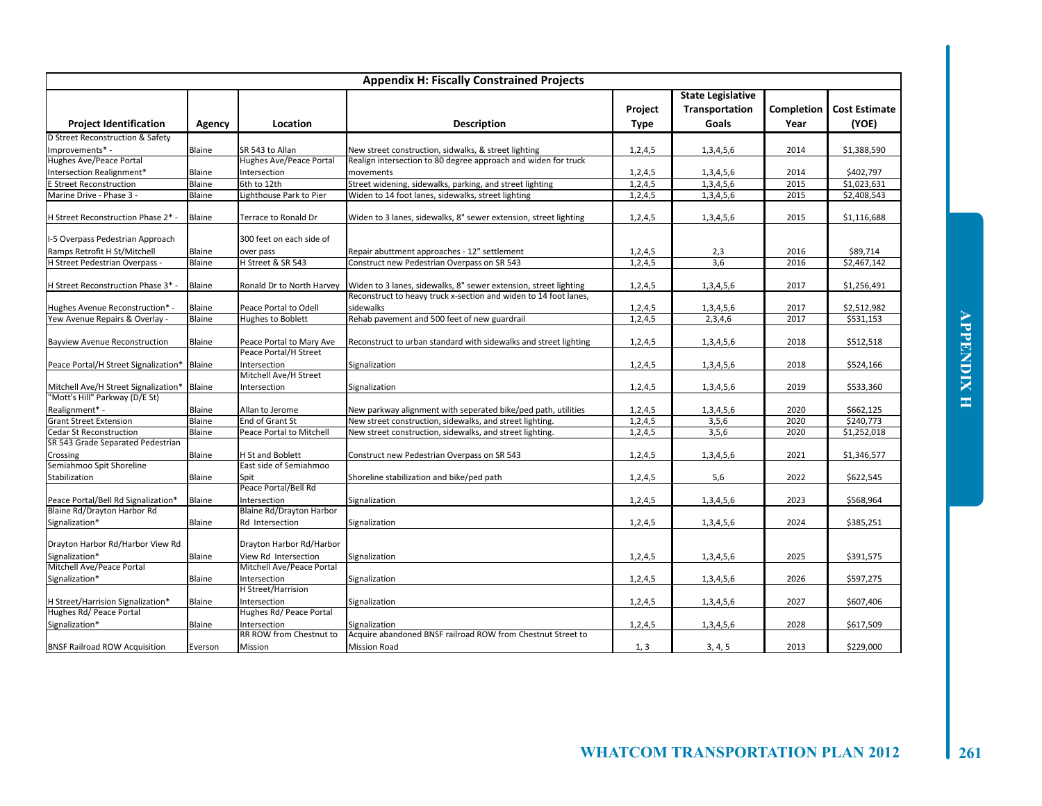## Appendix H: Fiscally Constrained Projects

| Project Identification | Agency | Location | Description | Project Type | State Legislative Transportation Goals | Completion Year | Cost Estimate (YOE) |
|---|---|---|---|---|---|---|---|
| D Street Reconstruction & Safety Improvements* - | Blaine | SR 543 to Allan | New street construction, sidwalks, & street lighting | 1,2,4,5 | 1,3,4,5,6 | 2014 | $1,388,590 |
| Hughes Ave/Peace Portal Intersection Realignment* | Blaine | Hughes Ave/Peace Portal Intersection | Realign intersection to 80 degree approach and widen for truck movements | 1,2,4,5 | 1,3,4,5,6 | 2014 | $402,797 |
| E Street Reconstruction | Blaine | 6th to 12th | Street widening, sidewalks, parking, and street lighting | 1,2,4,5 | 1,3,4,5,6 | 2015 | $1,023,631 |
| Marine Drive - Phase 3 - | Blaine | Lighthouse Park to Pier | Widen to 14 foot lanes, sidewalks, street lighting | 1,2,4,5 | 1,3,4,5,6 | 2015 | $2,408,543 |
| H Street Reconstruction Phase 2* - | Blaine | Terrace to Ronald Dr | Widen to 3 lanes, sidewalks, 8" sewer extension, street lighting | 1,2,4,5 | 1,3,4,5,6 | 2015 | $1,116,688 |
| I-5 Overpass Pedestrian Approach Ramps Retrofit H St/Mitchell | Blaine | 300 feet on each side of over pass | Repair abuttment approaches - 12" settlement | 1,2,4,5 | 2,3 | 2016 | $89,714 |
| H Street Pedestrian Overpass - | Blaine | H Street & SR 543 | Construct new Pedestrian Overpass on SR 543 | 1,2,4,5 | 3,6 | 2016 | $2,467,142 |
| H Street Reconstruction Phase 3* - | Blaine | Ronald Dr to North Harvey | Widen to 3 lanes, sidewalks, 8" sewer extension, street lighting | 1,2,4,5 | 1,3,4,5,6 | 2017 | $1,256,491 |
| Hughes Avenue Reconstruction* - | Blaine | Peace Portal to Odell | Reconstruct to heavy truck x-section and widen to 14 foot lanes, sidewalks | 1,2,4,5 | 1,3,4,5,6 | 2017 | $2,512,982 |
| Yew Avenue Repairs & Overlay - | Blaine | Hughes to Boblett | Rehab pavement and 500 feet of new guardrail | 1,2,4,5 | 2,3,4,6 | 2017 | $531,153 |
| Bayview Avenue Reconstruction | Blaine | Peace Portal to Mary Ave | Reconstruct to urban standard with sidewalks and street lighting | 1,2,4,5 | 1,3,4,5,6 | 2018 | $512,518 |
| Peace Portal/H Street Signalization* | Blaine | Peace Portal/H Street Intersection | Signalization | 1,2,4,5 | 1,3,4,5,6 | 2018 | $524,166 |
| Mitchell Ave/H Street Signalization* | Blaine | Mitchell Ave/H Street Intersection | Signalization | 1,2,4,5 | 1,3,4,5,6 | 2019 | $533,360 |
| "Mott's Hill" Parkway (D/E St) Realignment* - | Blaine | Allan to Jerome | New parkway alignment with seperated bike/ped path, utilities | 1,2,4,5 | 1,3,4,5,6 | 2020 | $662,125 |
| Grant Street Extension | Blaine | End of Grant St | New street construction, sidewalks, and street lighting. | 1,2,4,5 | 3,5,6 | 2020 | $240,773 |
| Cedar St Reconstruction | Blaine | Peace Portal to Mitchell | New street construction, sidewalks, and street lighting. | 1,2,4,5 | 3,5,6 | 2020 | $1,252,018 |
| SR 543 Grade Separated Pedestrian Crossing | Blaine | H St and Boblett | Construct new Pedestrian Overpass on SR 543 | 1,2,4,5 | 1,3,4,5,6 | 2021 | $1,346,577 |
| Semiahmoo Spit Shoreline Stabilization | Blaine | East side of Semiahmoo Spit | Shoreline stabilization and bike/ped path | 1,2,4,5 | 5,6 | 2022 | $622,545 |
| Peace Portal/Bell Rd Signalization* | Blaine | Peace Portal/Bell Rd Intersection | Signalization | 1,2,4,5 | 1,3,4,5,6 | 2023 | $568,964 |
| Blaine Rd/Drayton Harbor Rd Signalization* | Blaine | Blaine Rd/Drayton Harbor Rd Intersection | Signalization | 1,2,4,5 | 1,3,4,5,6 | 2024 | $385,251 |
| Drayton Harbor Rd/Harbor View Rd Signalization* | Blaine | Drayton Harbor Rd/Harbor View Rd Intersection | Signalization | 1,2,4,5 | 1,3,4,5,6 | 2025 | $391,575 |
| Mitchell Ave/Peace Portal Signalization* | Blaine | Mitchell Ave/Peace Portal Intersection | Signalization | 1,2,4,5 | 1,3,4,5,6 | 2026 | $597,275 |
| H Street/Harrision Signalization* | Blaine | H Street/Harrision Intersection | Signalization | 1,2,4,5 | 1,3,4,5,6 | 2027 | $607,406 |
| Hughes Rd/ Peace Portal Signalization* | Blaine | Hughes Rd/ Peace Portal Intersection | Signalization | 1,2,4,5 | 1,3,4,5,6 | 2028 | $617,509 |
| BNSF Railroad ROW Acquisition | Everson | RR ROW from Chestnut to Mission | Acquire abandoned BNSF railroad ROW from Chestnut Street to Mission Road | 1, 3 | 3, 4, 5 | 2013 | $229,000 |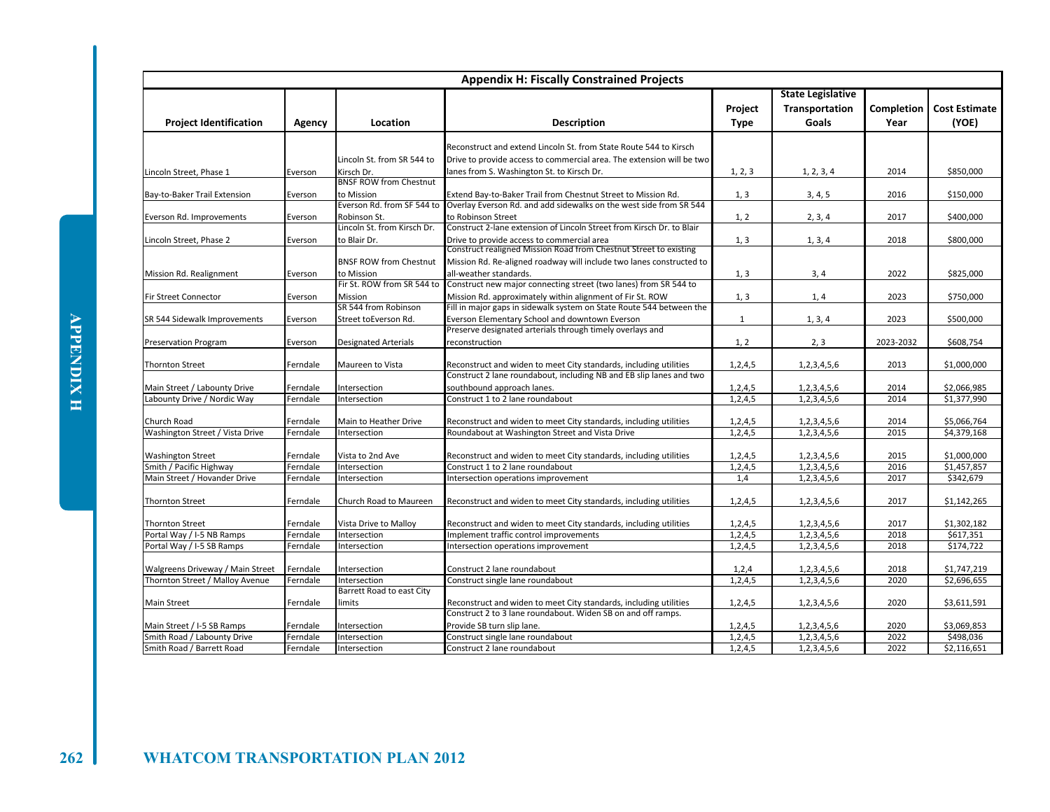## Appendix H: Fiscally Constrained Projects

| Project Identification | Agency | Location | Description | Project Type | State Legislative Transportation Goals | Completion Year | Cost Estimate (YOE) |
|---|---|---|---|---|---|---|---|
| Lincoln Street, Phase 1 | Everson | Lincoln St. from SR 544 to Kirsch Dr. | Reconstruct and extend Lincoln St. from State Route 544 to Kirsch Drive to provide access to commercial area. The extension will be two lanes from S. Washington St. to Kirsch Dr. | 1, 2, 3 | 1, 2, 3, 4 | 2014 | $850,000 |
| Bay-to-Baker Trail Extension | Everson | BNSF ROW from Chestnut to Mission | Extend Bay-to-Baker Trail from Chestnut Street to Mission Rd. | 1, 3 | 3, 4, 5 | 2016 | $150,000 |
| Everson Rd. Improvements | Everson | Everson Rd. from SF 544 to Robinson St. | Overlay Everson Rd. and add sidewalks on the west side from SR 544 to Robinson Street | 1, 2 | 2, 3, 4 | 2017 | $400,000 |
| Lincoln Street, Phase 2 | Everson | Lincoln St. from Kirsch Dr. to Blair Dr. | Construct 2-lane extension of Lincoln Street from Kirsch Dr. to Blair Drive to provide access to commercial area | 1, 3 | 1, 3, 4 | 2018 | $800,000 |
| Mission Rd. Realignment | Everson | BNSF ROW from Chestnut to Mission | Construct realigned Mission Road from Chestnut Street to existing Mission Rd. Re-aligned roadway will include two lanes constructed to all-weather standards. | 1, 3 | 3, 4 | 2022 | $825,000 |
| Fir Street Connector | Everson | Fir St. ROW from SR 544 to Mission | Construct new major connecting street (two lanes) from SR 544 to Mission Rd. approximately within alignment of Fir St. ROW | 1, 3 | 1, 4 | 2023 | $750,000 |
| SR 544 Sidewalk Improvements | Everson | SR 544 from Robinson Street toEverson Rd. | Fill in major gaps in sidewalk system on State Route 544 between the Everson Elementary School and downtown Everson | 1 | 1, 3, 4 | 2023 | $500,000 |
| Preservation Program | Everson | Designated Arterials | Preserve designated arterials through timely overlays and reconstruction | 1, 2 | 2, 3 | 2023-2032 | $608,754 |
| Thornton Street | Ferndale | Maureen to Vista | Reconstruct and widen to meet City standards, including utilities | 1,2,4,5 | 1,2,3,4,5,6 | 2013 | $1,000,000 |
| Main Street / Labounty Drive | Ferndale | Intersection | Construct 2 lane roundabout, including NB and EB slip lanes and two southbound approach lanes. | 1,2,4,5 | 1,2,3,4,5,6 | 2014 | $2,066,985 |
| Labounty Drive / Nordic Way | Ferndale | Intersection | Construct 1 to 2 lane roundabout | 1,2,4,5 | 1,2,3,4,5,6 | 2014 | $1,377,990 |
| Church Road | Ferndale | Main to Heather Drive | Reconstruct and widen to meet City standards, including utilities | 1,2,4,5 | 1,2,3,4,5,6 | 2014 | $5,066,764 |
| Washington Street / Vista Drive | Ferndale | Intersection | Roundabout at Washington Street and Vista Drive | 1,2,4,5 | 1,2,3,4,5,6 | 2015 | $4,379,168 |
| Washington Street | Ferndale | Vista to 2nd Ave | Reconstruct and widen to meet City standards, including utilities | 1,2,4,5 | 1,2,3,4,5,6 | 2015 | $1,000,000 |
| Smith / Pacific Highway | Ferndale | Intersection | Construct 1 to 2 lane roundabout | 1,2,4,5 | 1,2,3,4,5,6 | 2016 | $1,457,857 |
| Main Street / Hovander Drive | Ferndale | Intersection | Intersection operations improvement | 1,4 | 1,2,3,4,5,6 | 2017 | $342,679 |
| Thornton Street | Ferndale | Church Road to Maureen | Reconstruct and widen to meet City standards, including utilities | 1,2,4,5 | 1,2,3,4,5,6 | 2017 | $1,142,265 |
| Thornton Street | Ferndale | Vista Drive to Malloy | Reconstruct and widen to meet City standards, including utilities | 1,2,4,5 | 1,2,3,4,5,6 | 2017 | $1,302,182 |
| Portal Way / I-5 NB Ramps | Ferndale | Intersection | Implement traffic control improvements | 1,2,4,5 | 1,2,3,4,5,6 | 2018 | $617,351 |
| Portal Way / I-5 SB Ramps | Ferndale | Intersection | Intersection operations improvement | 1,2,4,5 | 1,2,3,4,5,6 | 2018 | $174,722 |
| Walgreens Driveway / Main Street | Ferndale | Intersection | Construct 2 lane roundabout | 1,2,4 | 1,2,3,4,5,6 | 2018 | $1,747,219 |
| Thornton Street / Malloy Avenue | Ferndale | Intersection | Construct single lane roundabout | 1,2,4,5 | 1,2,3,4,5,6 | 2020 | $2,696,655 |
| Main Street | Ferndale | Barrett Road to east City limits | Reconstruct and widen to meet City standards, including utilities | 1,2,4,5 | 1,2,3,4,5,6 | 2020 | $3,611,591 |
| Main Street / I-5 SB Ramps | Ferndale | Intersection | Construct 2 to 3 lane roundabout. Widen SB on and off ramps. Provide SB turn slip lane. | 1,2,4,5 | 1,2,3,4,5,6 | 2020 | $3,069,853 |
| Smith Road / Labounty Drive | Ferndale | Intersection | Construct single lane roundabout | 1,2,4,5 | 1,2,3,4,5,6 | 2022 | $498,036 |
| Smith Road / Barrett Road | Ferndale | Intersection | Construct 2 lane roundabout | 1,2,4,5 | 1,2,3,4,5,6 | 2022 | $2,116,651 |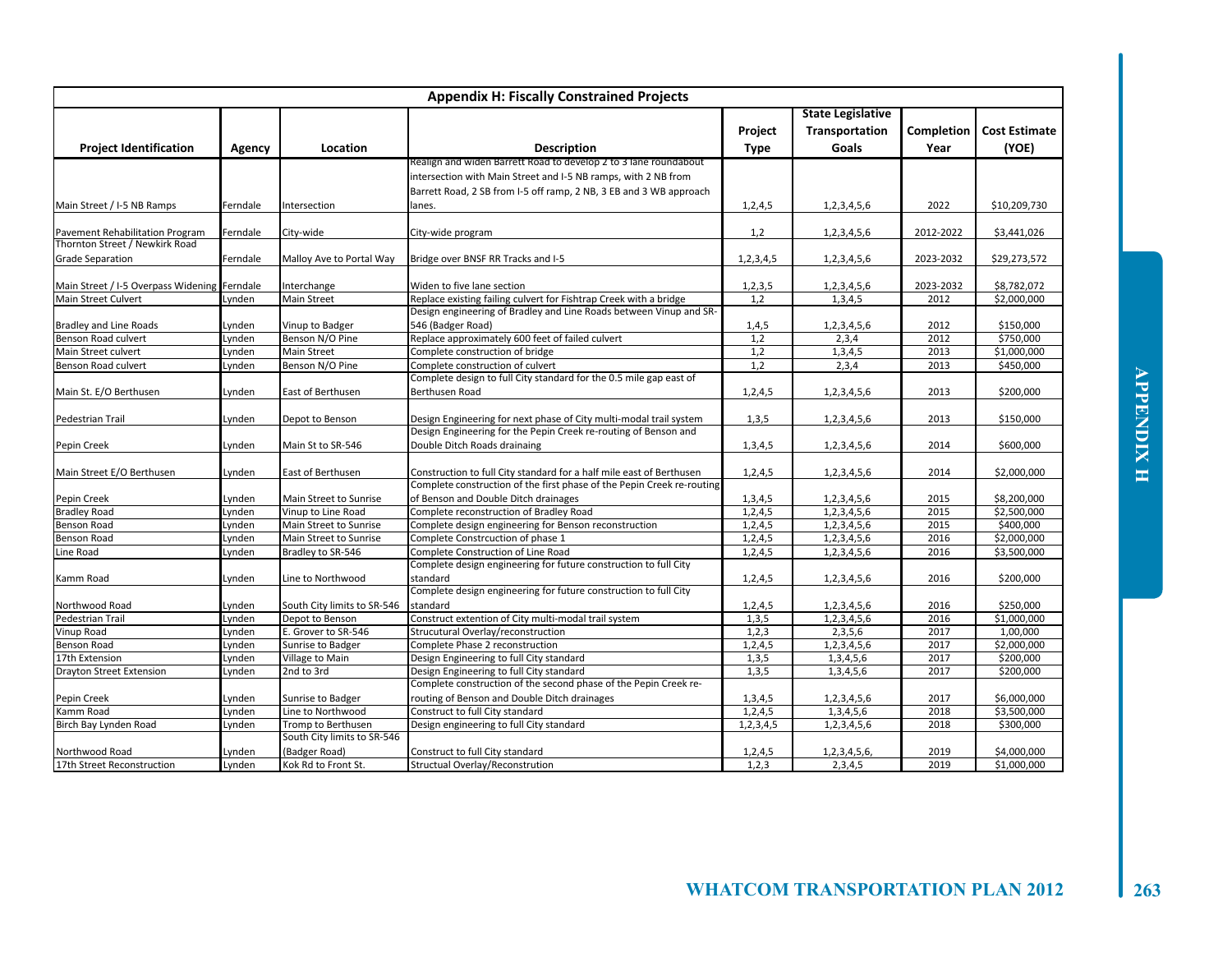## Appendix H: Fiscally Constrained Projects

| Project Identification | Agency | Location | Description | Project Type | State Legislative Transportation Goals | Completion Year | Cost Estimate (YOE) |
|---|---|---|---|---|---|---|---|
| Main Street / I-5 NB Ramps | Ferndale | Intersection | Realign and widen Barrett Road to develop 2 to 3 lane roundabout intersection with Main Street and I-5 NB ramps, with 2 NB from Barrett Road, 2 SB from I-5 off ramp, 2 NB, 3 EB and 3 WB approach lanes. | 1,2,4,5 | 1,2,3,4,5,6 | 2022 | $10,209,730 |
| Pavement Rehabilitation Program | Ferndale | City-wide | City-wide program | 1,2 | 1,2,3,4,5,6 | 2012-2022 | $3,441,026 |
| Thornton Street / Newkirk Road Grade Separation | Ferndale | Malloy Ave to Portal Way | Bridge over BNSF RR Tracks and I-5 | 1,2,3,4,5 | 1,2,3,4,5,6 | 2023-2032 | $29,273,572 |
| Main Street / I-5 Overpass Widening | Ferndale | Interchange | Widen to five lane section | 1,2,3,5 | 1,2,3,4,5,6 | 2023-2032 | $8,782,072 |
| Main Street Culvert | Lynden | Main Street | Replace existing failing culvert for Fishtrap Creek with a bridge | 1,2 | 1,3,4,5 | 2012 | $2,000,000 |
| Bradley and Line Roads | Lynden | Vinup to Badger | Design engineering of Bradley and Line Roads between Vinup and SR-546 (Badger Road) | 1,4,5 | 1,2,3,4,5,6 | 2012 | $150,000 |
| Benson Road culvert | Lynden | Benson N/O Pine | Replace approximately 600 feet of failed culvert | 1,2 | 2,3,4 | 2012 | $750,000 |
| Main Street culvert | Lynden | Main Street | Complete construction of bridge | 1,2 | 1,3,4,5 | 2013 | $1,000,000 |
| Benson Road culvert | Lynden | Benson N/O Pine | Complete construction of culvert | 1,2 | 2,3,4 | 2013 | $450,000 |
| Main St. E/O Berthusen | Lynden | East of Berthusen | Complete design to full City standard for the 0.5 mile gap east of Berthusen Road | 1,2,4,5 | 1,2,3,4,5,6 | 2013 | $200,000 |
| Pedestrian Trail | Lynden | Depot to Benson | Design Engineering for next phase of City multi-modal trail system | 1,3,5 | 1,2,3,4,5,6 | 2013 | $150,000 |
| Pepin Creek | Lynden | Main St to SR-546 | Design Engineering for the Pepin Creek re-routing of Benson and Double Ditch Roads drainaing | 1,3,4,5 | 1,2,3,4,5,6 | 2014 | $600,000 |
| Main Street E/O Berthusen | Lynden | East of Berthusen | Construction to full City standard for a half mile east of Berthusen | 1,2,4,5 | 1,2,3,4,5,6 | 2014 | $2,000,000 |
| Pepin Creek | Lynden | Main Street to Sunrise | Complete construction of the first phase of the Pepin Creek re-routing of Benson and Double Ditch drainages | 1,3,4,5 | 1,2,3,4,5,6 | 2015 | $8,200,000 |
| Bradley Road | Lynden | Vinup to Line Road | Complete reconstruction of Bradley Road | 1,2,4,5 | 1,2,3,4,5,6 | 2015 | $2,500,000 |
| Benson Road | Lynden | Main Street to Sunrise | Complete design engineering for Benson reconstruction | 1,2,4,5 | 1,2,3,4,5,6 | 2015 | $400,000 |
| Benson Road | Lynden | Main Street to Sunrise | Complete Constrcuction of phase 1 | 1,2,4,5 | 1,2,3,4,5,6 | 2016 | $2,000,000 |
| Line Road | Lynden | Bradley to SR-546 | Complete Construction of Line Road | 1,2,4,5 | 1,2,3,4,5,6 | 2016 | $3,500,000 |
| Kamm Road | Lynden | Line to Northwood | Complete design engineering for future construction to full City standard | 1,2,4,5 | 1,2,3,4,5,6 | 2016 | $200,000 |
| Northwood Road | Lynden | South City limits to SR-546 | Complete design engineering for future construction to full City standard | 1,2,4,5 | 1,2,3,4,5,6 | 2016 | $250,000 |
| Pedestrian Trail | Lynden | Depot to Benson | Construct extention of City multi-modal trail system | 1,3,5 | 1,2,3,4,5,6 | 2016 | $1,000,000 |
| Vinup Road | Lynden | E. Grover to SR-546 | Strucutural Overlay/reconstruction | 1,2,3 | 2,3,5,6 | 2017 | 1,00,000 |
| Benson Road | Lynden | Sunrise to Badger | Complete Phase 2 reconstruction | 1,2,4,5 | 1,2,3,4,5,6 | 2017 | $2,000,000 |
| 17th Extension | Lynden | Village to Main | Design Engineering to full City standard | 1,3,5 | 1,3,4,5,6 | 2017 | $200,000 |
| Drayton Street Extension | Lynden | 2nd to 3rd | Design Engineering to full City standard | 1,3,5 | 1,3,4,5,6 | 2017 | $200,000 |
| Pepin Creek | Lynden | Sunrise to Badger | Complete construction of the second phase of the Pepin Creek re-routing of Benson and Double Ditch drainages | 1,3,4,5 | 1,2,3,4,5,6 | 2017 | $6,000,000 |
| Kamm Road | Lynden | Line to Northwood | Construct to full City standard | 1,2,4,5 | 1,3,4,5,6 | 2018 | $3,500,000 |
| Birch Bay Lynden Road | Lynden | Tromp to Berthusen | Design engineering to full City standard | 1,2,3,4,5 | 1,2,3,4,5,6 | 2018 | $300,000 |
| Northwood Road | Lynden | South City limits to SR-546 (Badger Road) | Construct to full City standard | 1,2,4,5 | 1,2,3,4,5,6, | 2019 | $4,000,000 |
| 17th Street Reconstruction | Lynden | Kok Rd to Front St. | Structual Overlay/Reconstrution | 1,2,3 | 2,3,4,5 | 2019 | $1,000,000 |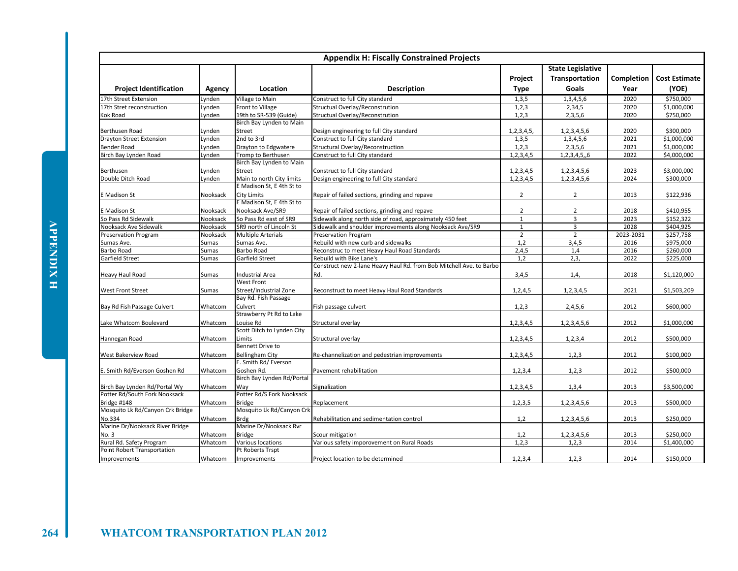## Appendix H: Fiscally Constrained Projects

| Project Identification | Agency | Location | Description | Project Type | State Legislative Transportation Goals | Completion Year | Cost Estimate (YOE) |
|---|---|---|---|---|---|---|---|
| 17th Street Extension | Lynden | Village to Main | Construct to full City standard | 1,3,5 | 1,3,4,5,6 | 2020 | $750,000 |
| 17th Stret reconstruction | Lynden | Front to Village | Structual Overlay/Reconstruction | 1,2,3 | 2,34,5 | 2020 | $1,000,000 |
| Kok Road | Lynden | 19th to SR-539 (Guide) | Structual Overlay/Reconstruction | 1,2,3 | 2,3,5,6 | 2020 | $750,000 |
| Berthusen Road | Lynden | Birch Bay Lynden to Main Street | Design engineering to full City standard | 1,2,3,4,5, | 1,2,3,4,5,6 | 2020 | $300,000 |
| Drayton Street Extension | Lynden | 2nd to 3rd | Construct to full City standard | 1,3,5 | 1,3,4,5,6 | 2021 | $1,000,000 |
| Bender Road | Lynden | Drayton to Edgwatere | Structural Overlay/Reconstruction | 1,2,3 | 2,3,5,6 | 2021 | $1,000,000 |
| Birch Bay Lynden Road | Lynden | Tromp to Berthusen | Construct to full City standard | 1,2,3,4,5 | 1,2,3,4,5,,6 | 2022 | $4,000,000 |
| Berthusen | Lynden | Birch Bay Lynden to Main Street | Construct to full City standard | 1,2,3,4,5 | 1,2,3,4,5,6 | 2023 | $3,000,000 |
| Double Ditch Road | Lynden | Main to north City limits | Design engineering to full City standard | 1,2,3,4,5 | 1,2,3,4,5,6 | 2024 | $300,000 |
| E Madison St | Nooksack | E Madison St, E 4th St to City Limits | Repair of failed sections, grinding and repave | 2 | 2 | 2013 | $122,936 |
| E Madison St | Nooksack | E Madison St, E 4th St to Nooksack Ave/SR9 | Repair of failed sections, grinding and repave | 2 | 2 | 2018 | $410,955 |
| So Pass Rd Sidewalk | Nooksack | So Pass Rd east of SR9 | Sidewalk along north side of road, approximately 450 feet | 1 | 3 | 2023 | $152,322 |
| Nooksack Ave Sidewalk | Nooksack | SR9 north of Lincoln St | Sidewalk and shoulder improvements along Nooksack Ave/SR9 | 1 | 3 | 2028 | $404,925 |
| Preservation Program | Nooksack | Multiple Arterials | Preservation Program | 2 | 2 | 2023-2031 | $257,758 |
| Sumas Ave. | Sumas | Sumas Ave. | Rebuild with new curb and sidewalks | 1,2 | 3,4,5 | 2016 | $975,000 |
| Barbo Road | Sumas | Barbo Road | Reconstruc to meet Heavy Haul Road Standards | 2,4,5 | 1,4 | 2016 | $260,000 |
| Garfield Street | Sumas | Garfield Street | Rebuild with Bike Lane's | 1,2 | 2,3, | 2022 | $225,000 |
| Heavy Haul Road | Sumas | Industrial Area | Construct new 2-lane Heavy Haul Rd. from Bob Mitchell Ave. to Barbo Rd. | 3,4,5 | 1,4, | 2018 | $1,120,000 |
| West Front Street | Sumas | West Front Street/Industrial Zone | Reconstruct to meet Heavy Haul Road Standards | 1,2,4,5 | 1,2,3,4,5 | 2021 | $1,503,209 |
| Bay Rd Fish Passage Culvert | Whatcom | Bay Rd. Fish Passage Culvert | Fish passage culvert | 1,2,3 | 2,4,5,6 | 2012 | $600,000 |
| Lake Whatcom Boulevard | Whatcom | Strawberry Pt Rd to Lake Louise Rd | Structural overlay | 1,2,3,4,5 | 1,2,3,4,5,6 | 2012 | $1,000,000 |
| Hannegan Road | Whatcom | Scott Ditch to Lynden City Limits | Structural overlay | 1,2,3,4,5 | 1,2,3,4 | 2012 | $500,000 |
| West Bakerview Road | Whatcom | Bennett Drive to Bellingham City | Re-channelization and pedestrian improvements | 1,2,3,4,5 | 1,2,3 | 2012 | $100,000 |
| E. Smith Rd/Everson Goshen Rd | Whatcom | E. Smith Rd/ Everson Goshen Rd. | Pavement rehabilitation | 1,2,3,4 | 1,2,3 | 2012 | $500,000 |
| Birch Bay Lynden Rd/Portal Wy | Whatcom | Birch Bay Lynden Rd/Portal Way | Signalization | 1,2,3,4,5 | 1,3,4 | 2013 | $3,500,000 |
| Potter Rd/South Fork Nooksack Bridge #148 | Whatcom | Potter Rd/S Fork Nooksack Bridge | Replacement | 1,2,3,5 | 1,2,3,4,5,6 | 2013 | $500,000 |
| Mosquito Lk Rd/Canyon Crk Bridge No.334 | Whatcom | Mosquito Lk Rd/Canyon Crk Brdg | Rehabilitation and sedimentation control | 1,2 | 1,2,3,4,5,6 | 2013 | $250,000 |
| Marine Dr/Nooksack River Bridge No. 3 | Whatcom | Marine Dr/Nooksack Rvr Bridge | Scour mitigation | 1,2 | 1,2,3,4,5,6 | 2013 | $250,000 |
| Rural Rd. Safety Program | Whatcom | Various locations | Various safety imporovement on Rural Roads | 1,2,3 | 1,2,3 | 2014 | $1,400,000 |
| Point Robert Transportation Improvements | Whatcom | Pt Roberts Trspt Improvements | Project location to be determined | 1,2,3,4 | 1,2,3 | 2014 | $150,000 |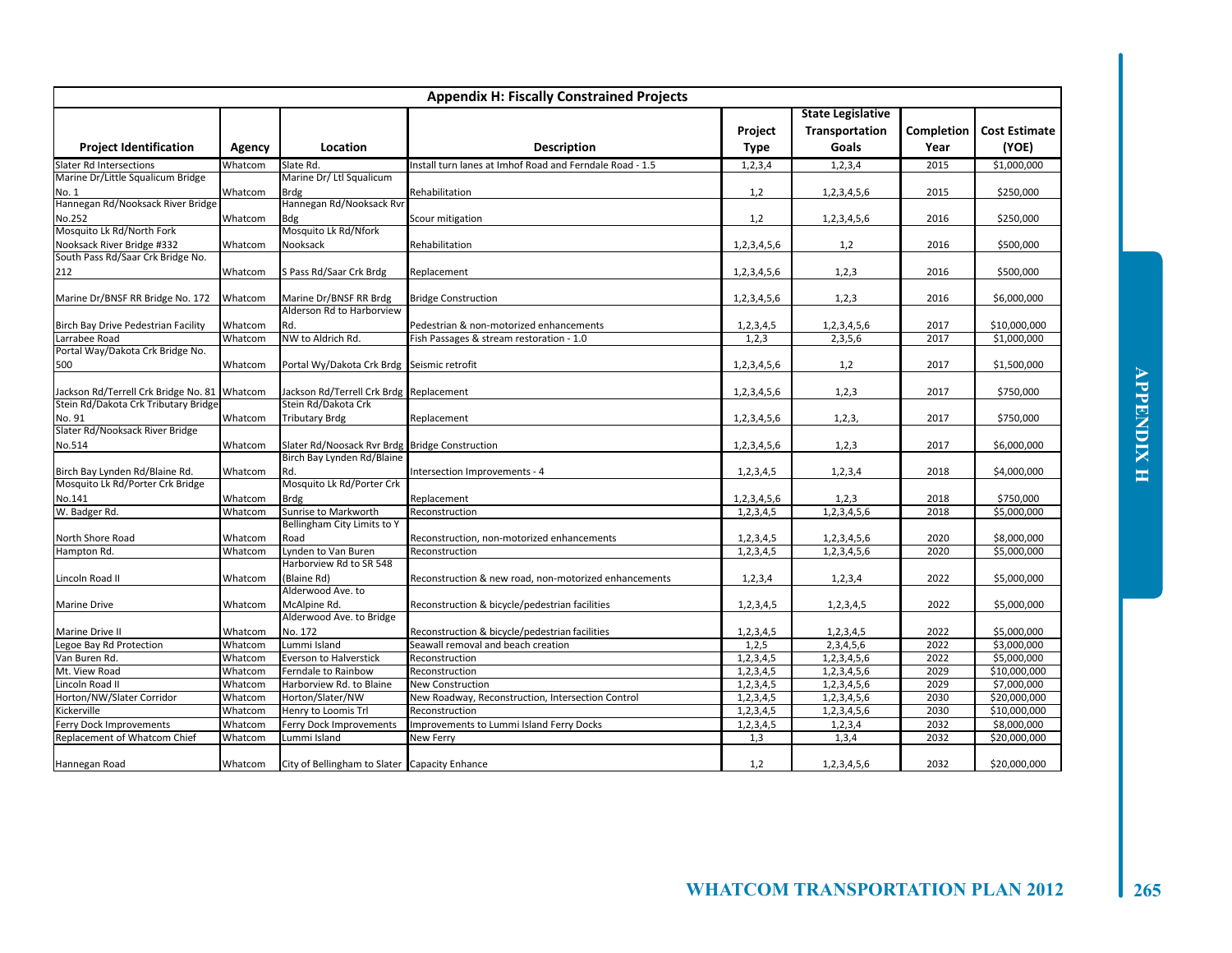## Appendix H: Fiscally Constrained Projects

| Project Identification | Agency | Location | Description | Project Type | State Legislative Transportation Goals | Completion Year | Cost Estimate (YOE) |
|---|---|---|---|---|---|---|---|
| Slater Rd Intersections | Whatcom | Slate Rd. | Install turn lanes at Imhof Road and Ferndale Road - 1.5 | 1,2,3,4 | 1,2,3,4 | 2015 | $1,000,000 |
| Marine Dr/Little Squalicum Bridge No. 1 | Whatcom | Marine Dr/ Ltl Squalicum Brdg | Rehabilitation | 1,2 | 1,2,3,4,5,6 | 2015 | $250,000 |
| Hannegan Rd/Nooksack River Bridge No.252 | Whatcom | Hannegan Rd/Nooksack Rvr Bdg | Scour mitigation | 1,2 | 1,2,3,4,5,6 | 2016 | $250,000 |
| Mosquito Lk Rd/North Fork Nooksack River Bridge #332 | Whatcom | Mosquito Lk Rd/Nfork Nooksack | Rehabilitation | 1,2,3,4,5,6 | 1,2 | 2016 | $500,000 |
| South Pass Rd/Saar Crk Bridge No. 212 | Whatcom | S Pass Rd/Saar Crk Brdg | Replacement | 1,2,3,4,5,6 | 1,2,3 | 2016 | $500,000 |
| Marine Dr/BNSF RR Bridge No. 172 | Whatcom | Marine Dr/BNSF RR Brdg | Bridge Construction | 1,2,3,4,5,6 | 1,2,3 | 2016 | $6,000,000 |
| Birch Bay Drive Pedestrian Facility | Whatcom | Alderson Rd to Harborview Rd. | Pedestrian & non-motorized enhancements | 1,2,3,4,5 | 1,2,3,4,5,6 | 2017 | $10,000,000 |
| Larrabee Road | Whatcom | NW to Aldrich Rd. | Fish Passages & stream restoration - 1.0 | 1,2,3 | 2,3,5,6 | 2017 | $1,000,000 |
| Portal Way/Dakota Crk Bridge No. 500 | Whatcom | Portal Wy/Dakota Crk Brdg | Seismic retrofit | 1,2,3,4,5,6 | 1,2 | 2017 | $1,500,000 |
| Jackson Rd/Terrell Crk Bridge No. 81 | Whatcom | Jackson Rd/Terrell Crk Brdg | Replacement | 1,2,3,4,5,6 | 1,2,3 | 2017 | $750,000 |
| Stein Rd/Dakota Crk Tributary Bridge No. 91 | Whatcom | Stein Rd/Dakota Crk Tributary Brdg | Replacement | 1,2,3,4,5,6 | 1,2,3, | 2017 | $750,000 |
| Slater Rd/Nooksack River Bridge No.514 | Whatcom | Slater Rd/Noosack Rvr Brdg | Bridge Construction | 1,2,3,4,5,6 | 1,2,3 | 2017 | $6,000,000 |
| Birch Bay Lynden Rd/Blaine Rd. | Whatcom | Birch Bay Lynden Rd/Blaine Rd. | Intersection Improvements - 4 | 1,2,3,4,5 | 1,2,3,4 | 2018 | $4,000,000 |
| Mosquito Lk Rd/Porter Crk Bridge No.141 | Whatcom | Mosquito Lk Rd/Porter Crk Brdg | Replacement | 1,2,3,4,5,6 | 1,2,3 | 2018 | $750,000 |
| W. Badger Rd. | Whatcom | Sunrise to Markworth | Reconstruction | 1,2,3,4,5 | 1,2,3,4,5,6 | 2018 | $5,000,000 |
| North Shore Road | Whatcom | Bellingham City Limits to Y Road | Reconstruction, non-motorized enhancements | 1,2,3,4,5 | 1,2,3,4,5,6 | 2020 | $8,000,000 |
| Hampton Rd. | Whatcom | Lynden to Van Buren | Reconstruction | 1,2,3,4,5 | 1,2,3,4,5,6 | 2020 | $5,000,000 |
| Lincoln Road II | Whatcom | Harborview Rd to SR 548 (Blaine Rd) | Reconstruction & new road, non-motorized enhancements | 1,2,3,4 | 1,2,3,4 | 2022 | $5,000,000 |
| Marine Drive | Whatcom | Alderwood Ave. to McAlpine Rd. | Reconstruction & bicycle/pedestrian facilities | 1,2,3,4,5 | 1,2,3,4,5 | 2022 | $5,000,000 |
| Marine Drive II | Whatcom | Alderwood Ave. to Bridge No. 172 | Reconstruction & bicycle/pedestrian facilities | 1,2,3,4,5 | 1,2,3,4,5 | 2022 | $5,000,000 |
| Legoe Bay Rd Protection | Whatcom | Lummi Island | Seawall removal and beach creation | 1,2,5 | 2,3,4,5,6 | 2022 | $3,000,000 |
| Van Buren Rd. | Whatcom | Everson to Halverstick | Reconstruction | 1,2,3,4,5 | 1,2,3,4,5,6 | 2022 | $5,000,000 |
| Mt. View Road | Whatcom | Ferndale to Rainbow | Reconstruction | 1,2,3,4,5 | 1,2,3,4,5,6 | 2029 | $10,000,000 |
| Lincoln Road II | Whatcom | Harborview Rd. to Blaine | New Construction | 1,2,3,4,5 | 1,2,3,4,5,6 | 2029 | $7,000,000 |
| Horton/NW/Slater Corridor | Whatcom | Horton/Slater/NW | New Roadway, Reconstruction, Intersection Control | 1,2,3,4,5 | 1,2,3,4,5,6 | 2030 | $20,000,000 |
| Kickerville | Whatcom | Henry to Loomis Trl | Reconstruction | 1,2,3,4,5 | 1,2,3,4,5,6 | 2030 | $10,000,000 |
| Ferry Dock Improvements | Whatcom | Ferry Dock Improvements | Improvements to Lummi Island Ferry Docks | 1,2,3,4,5 | 1,2,3,4 | 2032 | $8,000,000 |
| Replacement of Whatcom Chief | Whatcom | Lummi Island | New Ferry | 1,3 | 1,3,4 | 2032 | $20,000,000 |
| Hannegan Road | Whatcom | City of Bellingham to Slater | Capacity Enhance | 1,2 | 1,2,3,4,5,6 | 2032 | $20,000,000 |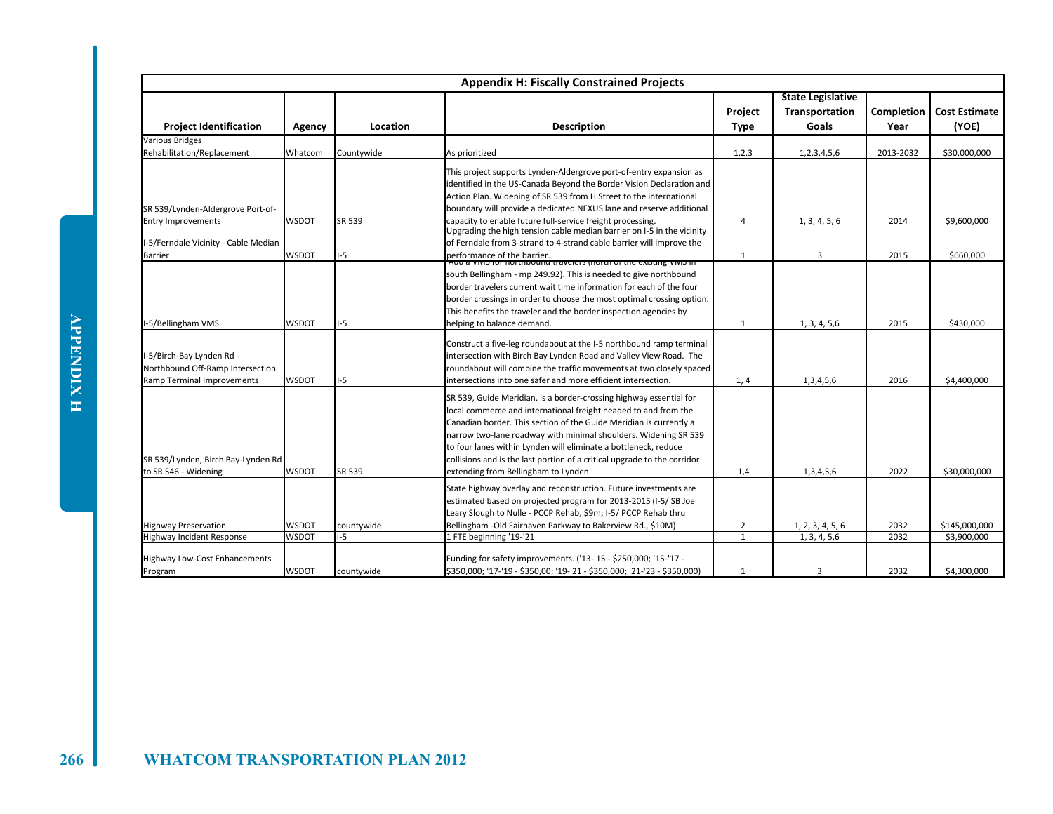| Appendix H: Fiscally Constrained Projects | | | | | | | |
|---|---|---|---|---|---|---|---|
| **Project Identification** | **Agency** | **Location** | **Description** | **Project Type** | **State Legislative Transportation Goals** | **Completion Year** | **Cost Estimate (YOE)** |
| Various Bridges Rehabilitation/Replacement | Whatcom | Countywide | As prioritized | 1,2,3 | 1,2,3,4,5,6 | 2013-2032 | $30,000,000 |
| SR 539/Lynden-Aldergrove Port-of-Entry Improvements | WSDOT | SR 539 | This project supports Lynden-Aldergrove port-of-entry expansion as identified in the US-Canada Beyond the Border Vision Declaration and Action Plan. Widening of SR 539 from H Street to the international boundary will provide a dedicated NEXUS lane and reserve additional capacity to enable future full-service freight processing. | 4 | 1, 3, 4, 5, 6 | 2014 | $9,600,000 |
| I-5/Ferndale Vicinity - Cable Median Barrier | WSDOT | I-5 | Upgrading the high tension cable median barrier on I-5 in the vicinity of Ferndale from 3-strand to 4-strand cable barrier will improve the performance of the barrier. | 1 | 3 | 2015 | $660,000 |
| I-5/Bellingham VMS | WSDOT | I-5 | Add a VMS for northbound travelers (north of the existing VMS in south Bellingham - mp 249.92). This is needed to give northbound border travelers current wait time information for each of the four border crossings in order to choose the most optimal crossing option. This benefits the traveler and the border inspection agencies by helping to balance demand. | 1 | 1, 3, 4, 5,6 | 2015 | $430,000 |
| I-5/Birch-Bay Lynden Rd - Northbound Off-Ramp Intersection Ramp Terminal Improvements | WSDOT | I-5 | Construct a five-leg roundabout at the I-5 northbound ramp terminal intersection with Birch Bay Lynden Road and Valley View Road. The roundabout will combine the traffic movements at two closely spaced intersections into one safer and more efficient intersection. | 1, 4 | 1,3,4,5,6 | 2016 | $4,400,000 |
| SR 539/Lynden, Birch Bay-Lynden Rd to SR 546 - Widening | WSDOT | SR 539 | SR 539, Guide Meridian, is a border-crossing highway essential for local commerce and international freight headed to and from the Canadian border. This section of the Guide Meridian is currently a narrow two-lane roadway with minimal shoulders. Widening SR 539 to four lanes within Lynden will eliminate a bottleneck, reduce collisions and is the last portion of a critical upgrade to the corridor extending from Bellingham to Lynden. | 1,4 | 1,3,4,5,6 | 2022 | $30,000,000 |
| Highway Preservation | WSDOT | countywide | State highway overlay and reconstruction. Future investments are estimated based on projected program for 2013-2015 (I-5/ SB Joe Leary Slough to Nulle - PCCP Rehab, $9m; I-5/ PCCP Rehab thru Bellingham -Old Fairhaven Parkway to Bakerview Rd., $10M) | 2 | 1, 2, 3, 4, 5, 6 | 2032 | $145,000,000 |
| Highway Incident Response | WSDOT | I-5 | 1 FTE beginning '19-'21 | 1 | 1, 3, 4, 5,6 | 2032 | $3,900,000 |
| Highway Low-Cost Enhancements Program | WSDOT | countywide | Funding for safety improvements. ('13-'15 - $250,000; '15-'17 - $350,000; '17-'19 - $350,00; '19-'21 - $350,000; '21-'23 - $350,000) | 1 | 3 | 2032 | $4,300,000 |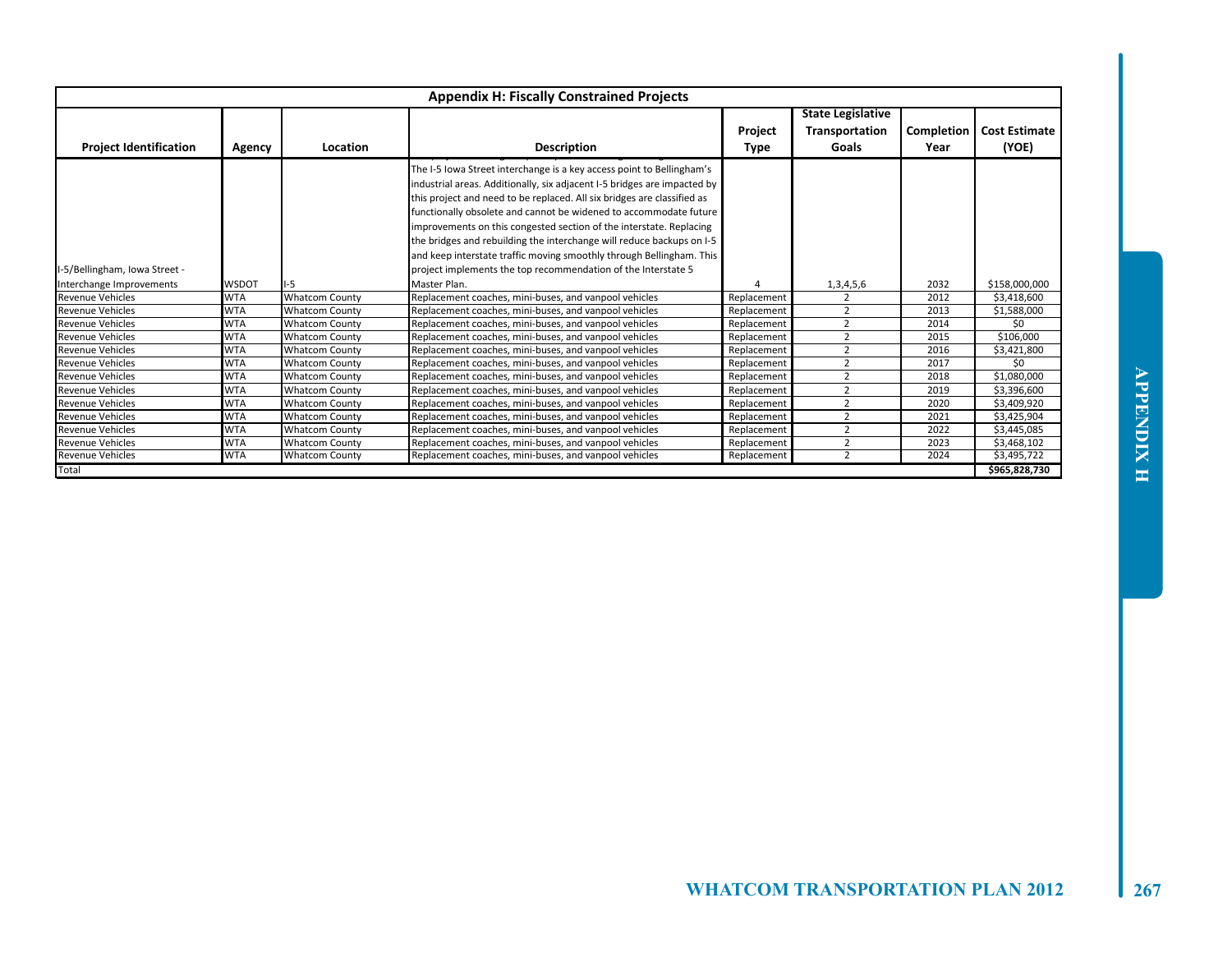| Appendix H: Fiscally Constrained Projects | | | | | | | |
|---|---|---|---|---|---|---|---|
| **Project Identification** | **Agency** | **Location** | **Description** | **Project Type** | **State Legislative Transportation Goals** | **Completion Year** | **Cost Estimate (YOE)** |
| I-5/Bellingham, Iowa Street - Interchange Improvements | WSDOT | I-5 | The I-5 Iowa Street interchange is a key access point to Bellingham's industrial areas. Additionally, six adjacent I-5 bridges are impacted by this project and need to be replaced. All six bridges are classified as functionally obsolete and cannot be widened to accommodate future improvements on this congested section of the interstate. Replacing the bridges and rebuilding the interchange will reduce backups on I-5 and keep interstate traffic moving smoothly through Bellingham. This project implements the top recommendation of the Interstate 5 Master Plan. | 4 | 1,3,4,5,6 | 2032 | $158,000,000 |
| Revenue Vehicles | WTA | Whatcom County | Replacement coaches, mini-buses, and vanpool vehicles | Replacement | 2 | 2012 | $3,418,600 |
| Revenue Vehicles | WTA | Whatcom County | Replacement coaches, mini-buses, and vanpool vehicles | Replacement | 2 | 2013 | $1,588,000 |
| Revenue Vehicles | WTA | Whatcom County | Replacement coaches, mini-buses, and vanpool vehicles | Replacement | 2 | 2014 | $0 |
| Revenue Vehicles | WTA | Whatcom County | Replacement coaches, mini-buses, and vanpool vehicles | Replacement | 2 | 2015 | $106,000 |
| Revenue Vehicles | WTA | Whatcom County | Replacement coaches, mini-buses, and vanpool vehicles | Replacement | 2 | 2016 | $3,421,800 |
| Revenue Vehicles | WTA | Whatcom County | Replacement coaches, mini-buses, and vanpool vehicles | Replacement | 2 | 2017 | $0 |
| Revenue Vehicles | WTA | Whatcom County | Replacement coaches, mini-buses, and vanpool vehicles | Replacement | 2 | 2018 | $1,080,000 |
| Revenue Vehicles | WTA | Whatcom County | Replacement coaches, mini-buses, and vanpool vehicles | Replacement | 2 | 2019 | $3,396,600 |
| Revenue Vehicles | WTA | Whatcom County | Replacement coaches, mini-buses, and vanpool vehicles | Replacement | 2 | 2020 | $3,409,920 |
| Revenue Vehicles | WTA | Whatcom County | Replacement coaches, mini-buses, and vanpool vehicles | Replacement | 2 | 2021 | $3,425,904 |
| Revenue Vehicles | WTA | Whatcom County | Replacement coaches, mini-buses, and vanpool vehicles | Replacement | 2 | 2022 | $3,445,085 |
| Revenue Vehicles | WTA | Whatcom County | Replacement coaches, mini-buses, and vanpool vehicles | Replacement | 2 | 2023 | $3,468,102 |
| Revenue Vehicles | WTA | Whatcom County | Replacement coaches, mini-buses, and vanpool vehicles | Replacement | 2 | 2024 | $3,495,722 |
| Total | | | | | | | **$965,828,730** |